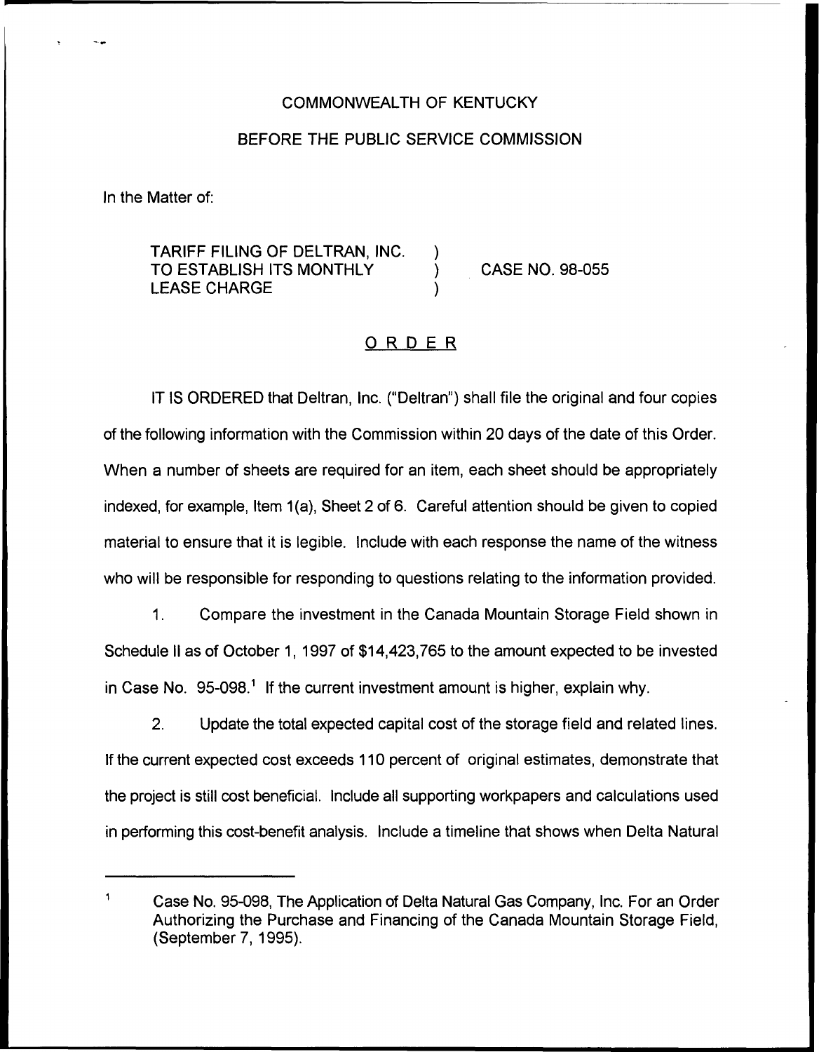COMMONWEALTH OF KENTUCKY

BEFORE THE PUBLIC SERVICE COMMISSION

In the Matter of:

TARIFF FILING OF DELTRAN, INC. TO ESTABLISH ITS MONTHLY LEASE CHARGE ) ) ) CASE NO. 98-055

## ORDER

IT IS ORDERED that Deltran, Inc. ("Deltran") shall file the original and four copies of the following information with the Commission within 20 days of the date of this Order. When a number of sheets are required for an item, each sheet should be appropriately indexed, for example, Item 1(a), Sheet 2 of 6. Careful attention should be given to copied material to ensure that it is legible. Include with each response the name of the witness who will be responsible for responding to questions relating to the information provided.

1. Compare the investment in the Canada Mountain Storage Field shown in Schedule II as of October 1, 1997 of $14,423,765 to the amount expected to be invested in Case No. 95-098.[1] If the current investment amount is higher, explain why.

2. Update the total expected capital cost of the storage field and related lines. If the current expected cost exceeds 110 percent of original estimates, demonstrate that the project is still cost beneficial. Include all supporting workpapers and calculations used in performing this cost-benefit analysis. Include a timeline that shows when Delta Natural

[1] Case No. 95-098, The Application of Delta Natural Gas Company, Inc. For an Order Authorizing the Purchase and Financing of the Canada Mountain Storage Field, (September 7, 1995).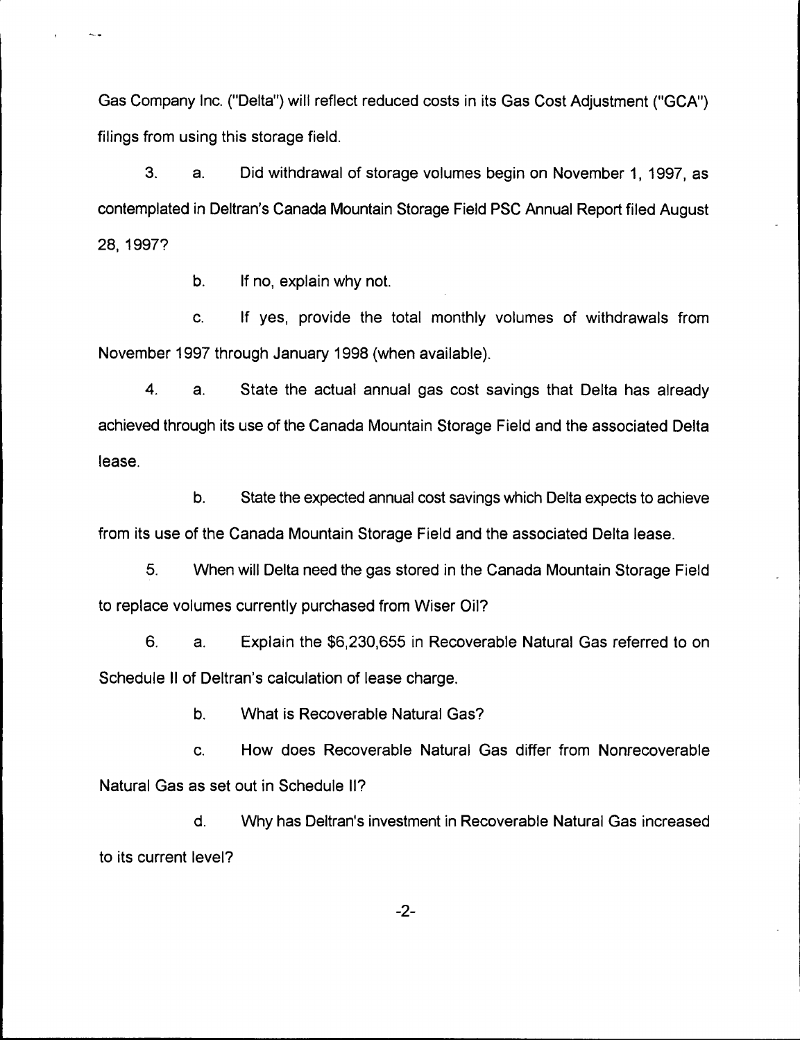Gas Company Inc. ("Delta") will reflect reduced costs in its Gas Cost Adjustment ("GCA") filings from using this storage field.

3. a. Did withdrawal of storage volumes begin on November 1, 1997, as contemplated in Deltran's Canada Mountain Storage Field PSC Annual Report filed August 28, 1997?

b. If no, explain why not.

c. If yes, provide the total monthly volumes of withdrawals from November 1997 through January 1998 (when available).

4. a. State the actual annual gas cost savings that Delta has already achieved through its use of the Canada Mountain Storage Field and the associated Delta lease.

b. State the expected annual cost savings which Delta expects to achieve from its use of the Canada Mountain Storage Field and the associated Delta lease.

5. When will Delta need the gas stored in the Canada Mountain Storage Field to replace volumes currently purchased from Wiser Oil?

6. a. Explain the $6,230,655 in Recoverable Natural Gas referred to on Schedule II of Deltran's calculation of lease charge.

b. What is Recoverable Natural Gas?

c. How does Recoverable Natural Gas differ from Nonrecoverable Natural Gas as set out in Schedule II?

d. Why has Deltran's investment in Recoverable Natural Gas increased to its current level?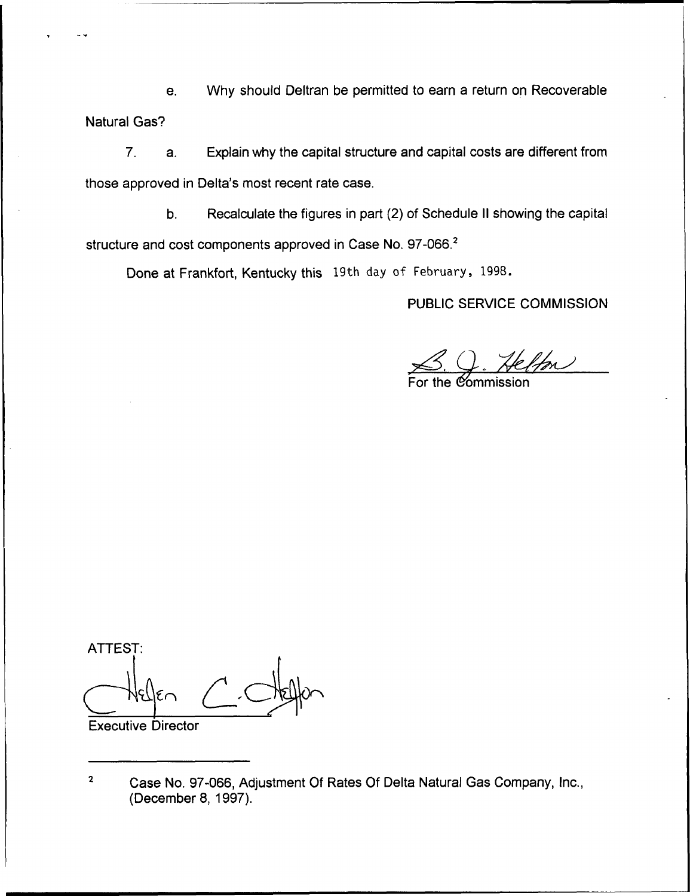e. Why should Deltran be permitted to earn a return on Recoverable Natural Gas?

7. a. Explain why the capital structure and capital costs are different from those approved in Delta's most recent rate case.

b. Recalculate the figures in part (2) of Schedule II showing the capital structure and cost components approved in Case No. 97-066.[2]

Done at Frankfort, Kentucky this 19th day of February, 1998.

PUBLIC SERVICE COMMISSION

For the Commission

ATTEST:

Executive Director

[2] Case No. 97-066, Adjustment Of Rates Of Delta Natural Gas Company, Inc., (December 8, 1997).